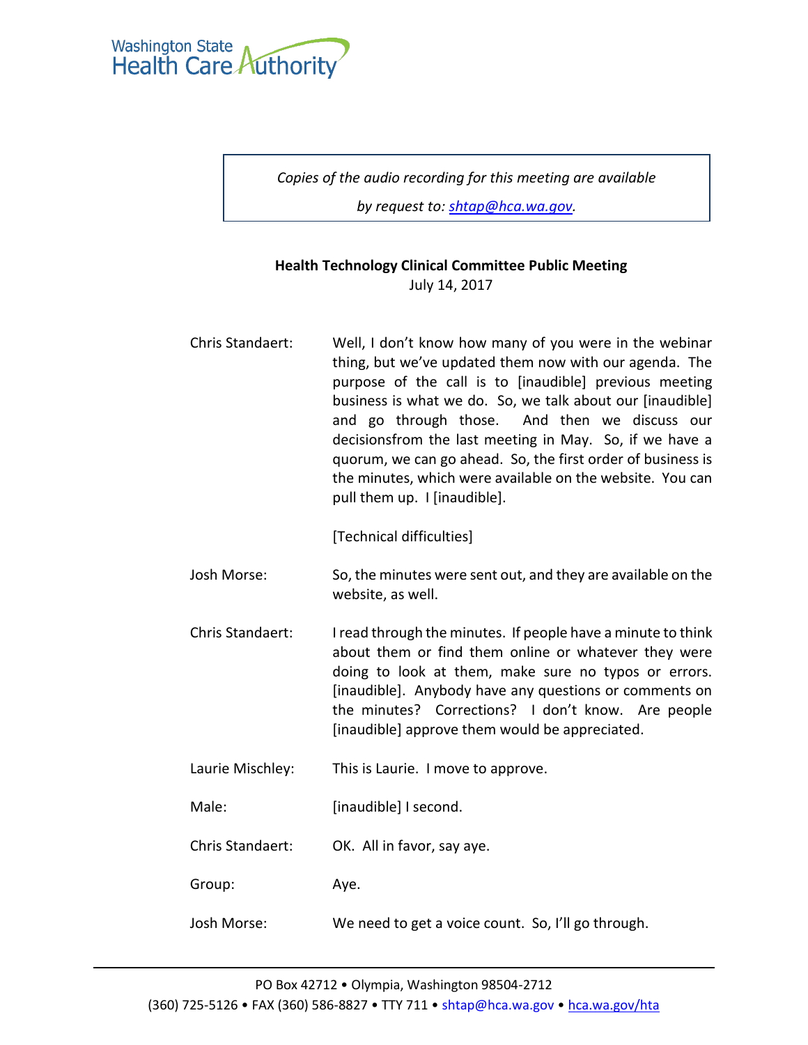*Copies of the audio recording for this meeting are available*

*by request to: shtap@hca.wa.gov.*

**Health Technology Clinical Committee Public Meeting**

July 14, 2017

Chris Standaert: Well, I don't know how many of you were in the webinar thing, but we've updated them now with our agenda. The purpose of the call is to [inaudible] previous meeting business is what we do. So, we talk about our [inaudible] and go through those. And then we discuss our decisionsfrom the last meeting in May. So, if we have a quorum, we can go ahead. So, the first order of business is the minutes, which were available on the website. You can pull them up. I [inaudible].

[Technical difficulties]

Josh Morse: So, the minutes were sent out, and they are available on the website, as well.

Chris Standaert: I read through the minutes. If people have a minute to think about them or find them online or whatever they were doing to look at them, make sure no typos or errors. [inaudible]. Anybody have any questions or comments on the minutes? Corrections? I don't know. Are people [inaudible] approve them would be appreciated.

Laurie Mischley: This is Laurie. I move to approve.

Male: [inaudible] I second.

Chris Standaert: OK. All in favor, say aye.

Group: Aye.

Josh Morse: We need to get a voice count. So, I'll go through.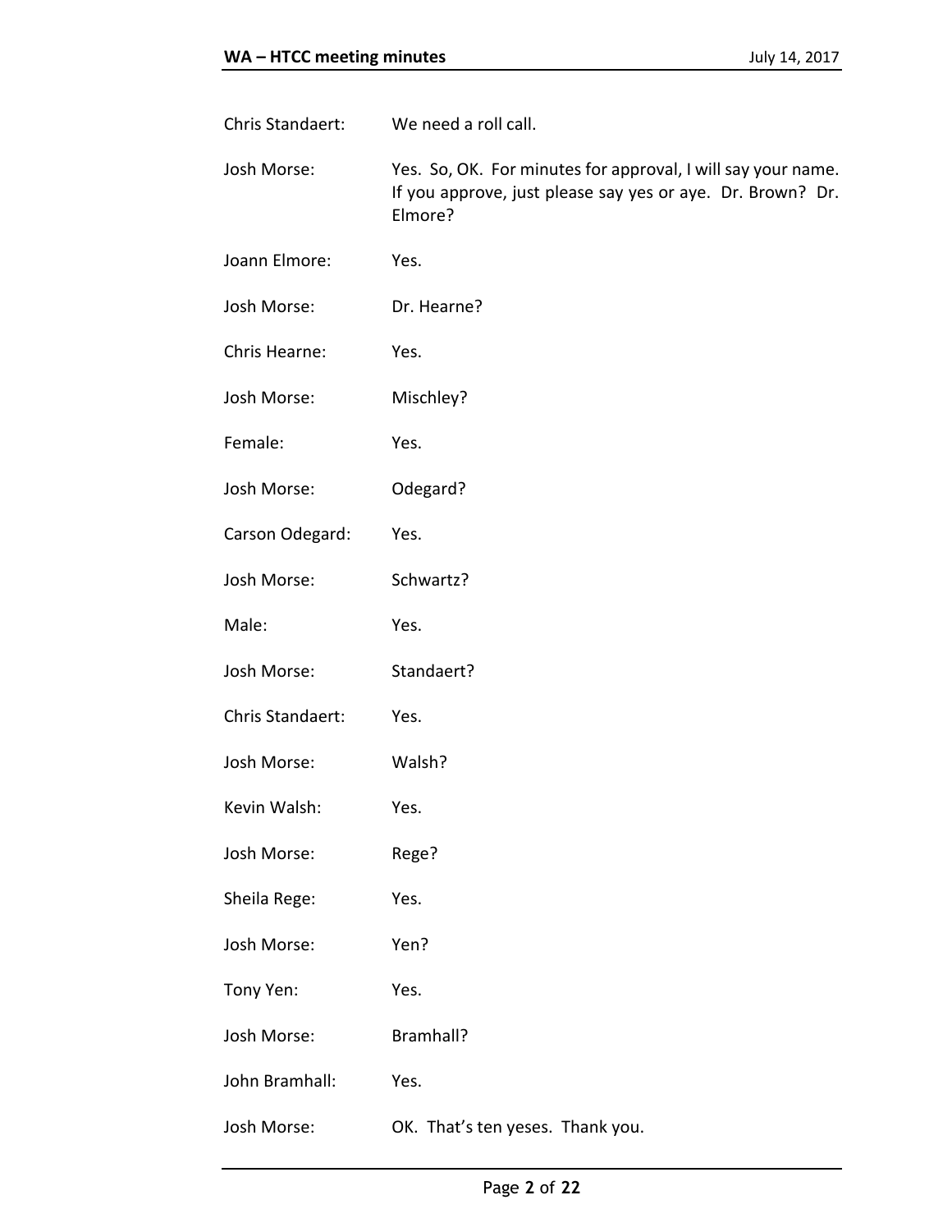Chris Standaert: We need a roll call.

Josh Morse: Yes. So, OK. For minutes for approval, I will say your name. If you approve, just please say yes or aye. Dr. Brown? Dr. Elmore?

Joann Elmore: Yes.

Josh Morse: Dr. Hearne?

Chris Hearne: Yes.

Josh Morse: Mischley?

Female: Yes.

Josh Morse: Odegard?

Carson Odegard: Yes.

Josh Morse: Schwartz?

Male: Yes.

Josh Morse: Standaert?

Chris Standaert: Yes.

Josh Morse: Walsh?

Kevin Walsh: Yes.

Josh Morse: Rege?

Sheila Rege: Yes.

Josh Morse: Yen?

Tony Yen: Yes.

Josh Morse: Bramhall?

John Bramhall: Yes.

Josh Morse: OK. That's ten yeses. Thank you.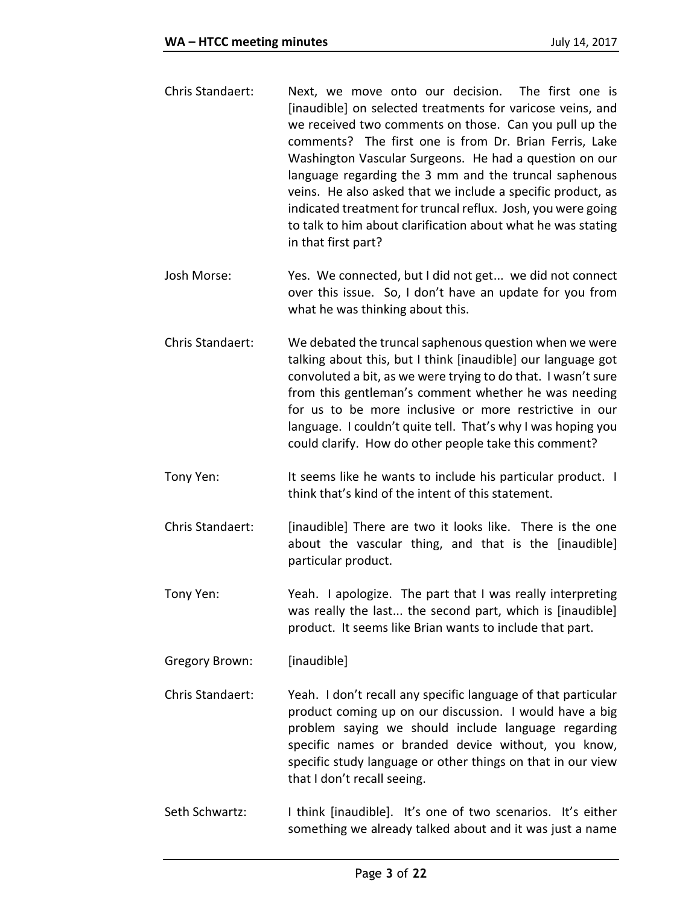Chris Standaert: Next, we move onto our decision. The first one is [inaudible] on selected treatments for varicose veins, and we received two comments on those. Can you pull up the comments? The first one is from Dr. Brian Ferris, Lake Washington Vascular Surgeons. He had a question on our language regarding the 3 mm and the truncal saphenous veins. He also asked that we include a specific product, as indicated treatment for truncal reflux. Josh, you were going to talk to him about clarification about what he was stating in that first part?

Josh Morse: Yes. We connected, but I did not get... we did not connect over this issue. So, I don't have an update for you from what he was thinking about this.

Chris Standaert: We debated the truncal saphenous question when we were talking about this, but I think [inaudible] our language got convoluted a bit, as we were trying to do that. I wasn't sure from this gentleman's comment whether he was needing for us to be more inclusive or more restrictive in our language. I couldn't quite tell. That's why I was hoping you could clarify. How do other people take this comment?

Tony Yen: It seems like he wants to include his particular product. I think that's kind of the intent of this statement.

Chris Standaert: [inaudible] There are two it looks like. There is the one about the vascular thing, and that is the [inaudible] particular product.

Tony Yen: Yeah. I apologize. The part that I was really interpreting was really the last... the second part, which is [inaudible] product. It seems like Brian wants to include that part.

Gregory Brown: [inaudible]

Chris Standaert: Yeah. I don't recall any specific language of that particular product coming up on our discussion. I would have a big problem saying we should include language regarding specific names or branded device without, you know, specific study language or other things on that in our view that I don't recall seeing.

Seth Schwartz: I think [inaudible]. It's one of two scenarios. It's either something we already talked about and it was just a name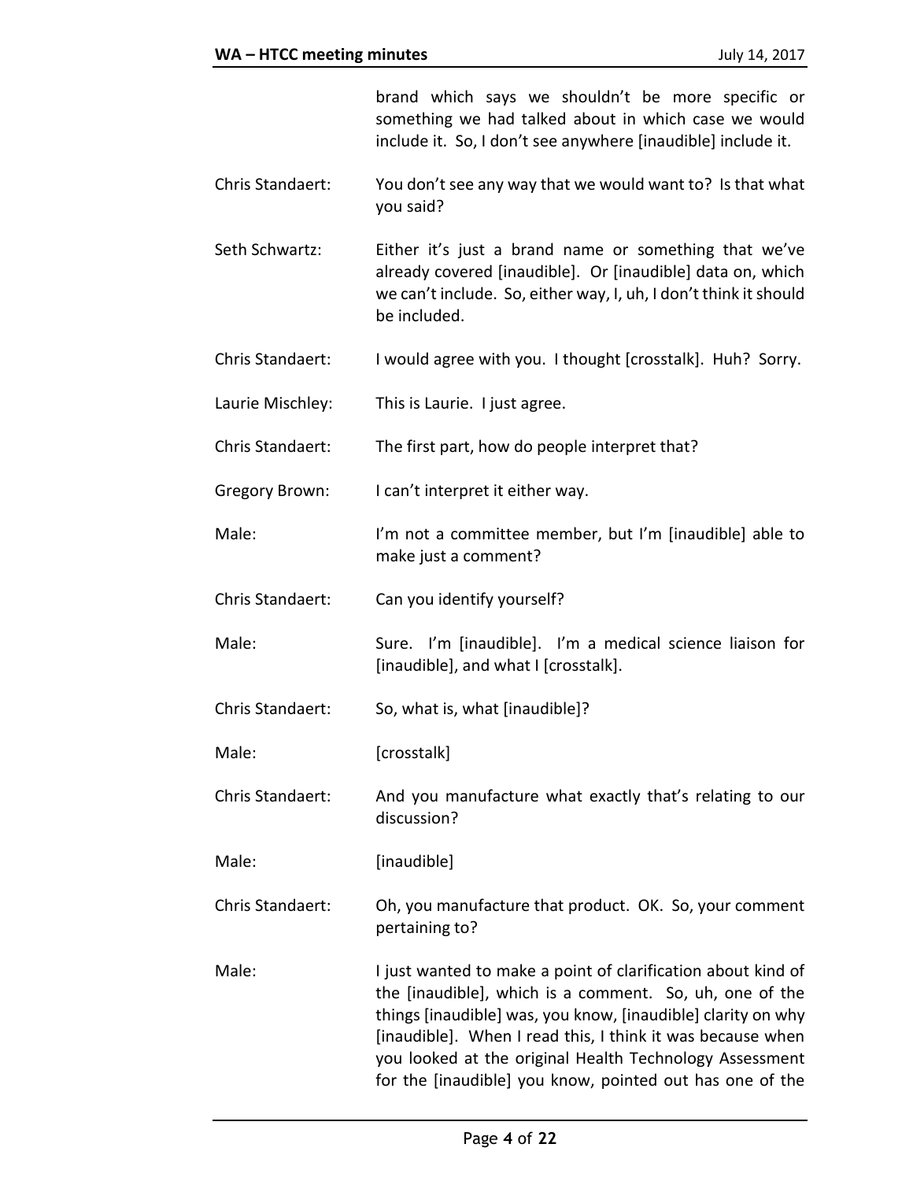brand which says we shouldn't be more specific or something we had talked about in which case we would include it. So, I don't see anywhere [inaudible] include it.

Chris Standaert: You don't see any way that we would want to? Is that what you said?

Seth Schwartz: Either it's just a brand name or something that we've already covered [inaudible]. Or [inaudible] data on, which we can't include. So, either way, I, uh, I don't think it should be included.

Chris Standaert: I would agree with you. I thought [crosstalk]. Huh? Sorry.

Laurie Mischley: This is Laurie. I just agree.

Chris Standaert: The first part, how do people interpret that?

Gregory Brown: I can't interpret it either way.

Male: I'm not a committee member, but I'm [inaudible] able to make just a comment?

Chris Standaert: Can you identify yourself?

Male: Sure. I'm [inaudible]. I'm a medical science liaison for [inaudible], and what I [crosstalk].

Chris Standaert: So, what is, what [inaudible]?

Male: [crosstalk]

Chris Standaert: And you manufacture what exactly that's relating to our discussion?

Male: [inaudible]

Chris Standaert: Oh, you manufacture that product. OK. So, your comment pertaining to?

Male: I just wanted to make a point of clarification about kind of the [inaudible], which is a comment. So, uh, one of the things [inaudible] was, you know, [inaudible] clarity on why [inaudible]. When I read this, I think it was because when you looked at the original Health Technology Assessment for the [inaudible] you know, pointed out has one of the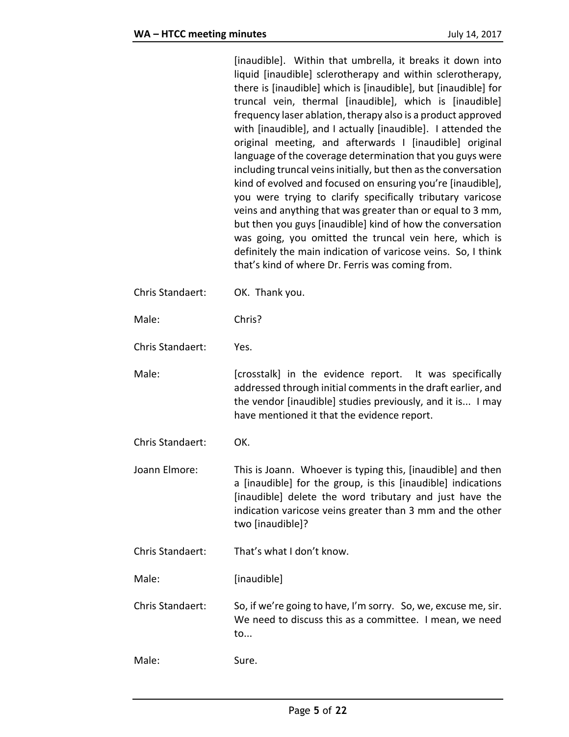[inaudible]. Within that umbrella, it breaks it down into liquid [inaudible] sclerotherapy and within sclerotherapy, there is [inaudible] which is [inaudible], but [inaudible] for truncal vein, thermal [inaudible], which is [inaudible] frequency laser ablation, therapy also is a product approved with [inaudible], and I actually [inaudible]. I attended the original meeting, and afterwards I [inaudible] original language of the coverage determination that you guys were including truncal veins initially, but then as the conversation kind of evolved and focused on ensuring you're [inaudible], you were trying to clarify specifically tributary varicose veins and anything that was greater than or equal to 3 mm, but then you guys [inaudible] kind of how the conversation was going, you omitted the truncal vein here, which is definitely the main indication of varicose veins. So, I think that's kind of where Dr. Ferris was coming from.

| | |
|---|---|
| Chris Standaert: | OK. Thank you. |
| Male: | Chris? |
| Chris Standaert: | Yes. |
| Male: | [crosstalk] in the evidence report. It was specifically addressed through initial comments in the draft earlier, and the vendor [inaudible] studies previously, and it is... I may have mentioned it that the evidence report. |
| Chris Standaert: | OK. |
| Joann Elmore: | This is Joann. Whoever is typing this, [inaudible] and then a [inaudible] for the group, is this [inaudible] indications [inaudible] delete the word tributary and just have the indication varicose veins greater than 3 mm and the other two [inaudible]? |
| Chris Standaert: | That's what I don't know. |
| Male: | [inaudible] |
| Chris Standaert: | So, if we're going to have, I'm sorry. So, we, excuse me, sir. We need to discuss this as a committee. I mean, we need to... |
| Male: | Sure. |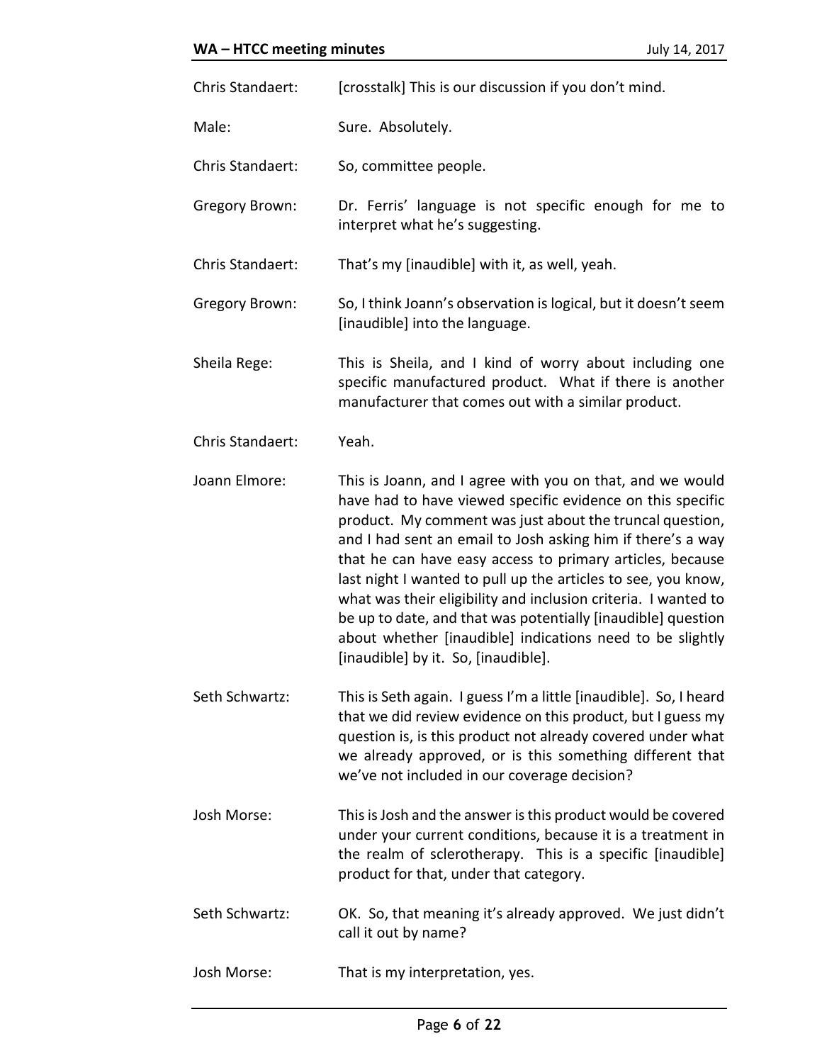Chris Standaert: [crosstalk] This is our discussion if you don't mind.

Male: Sure. Absolutely.

Chris Standaert: So, committee people.

Gregory Brown: Dr. Ferris' language is not specific enough for me to interpret what he's suggesting.

Chris Standaert: That's my [inaudible] with it, as well, yeah.

Gregory Brown: So, I think Joann's observation is logical, but it doesn't seem [inaudible] into the language.

Sheila Rege: This is Sheila, and I kind of worry about including one specific manufactured product. What if there is another manufacturer that comes out with a similar product.

Chris Standaert: Yeah.

Joann Elmore: This is Joann, and I agree with you on that, and we would have had to have viewed specific evidence on this specific product. My comment was just about the truncal question, and I had sent an email to Josh asking him if there's a way that he can have easy access to primary articles, because last night I wanted to pull up the articles to see, you know, what was their eligibility and inclusion criteria. I wanted to be up to date, and that was potentially [inaudible] question about whether [inaudible] indications need to be slightly [inaudible] by it. So, [inaudible].

Seth Schwartz: This is Seth again. I guess I'm a little [inaudible]. So, I heard that we did review evidence on this product, but I guess my question is, is this product not already covered under what we already approved, or is this something different that we've not included in our coverage decision?

Josh Morse: This is Josh and the answer is this product would be covered under your current conditions, because it is a treatment in the realm of sclerotherapy. This is a specific [inaudible] product for that, under that category.

Seth Schwartz: OK. So, that meaning it's already approved. We just didn't call it out by name?

Josh Morse: That is my interpretation, yes.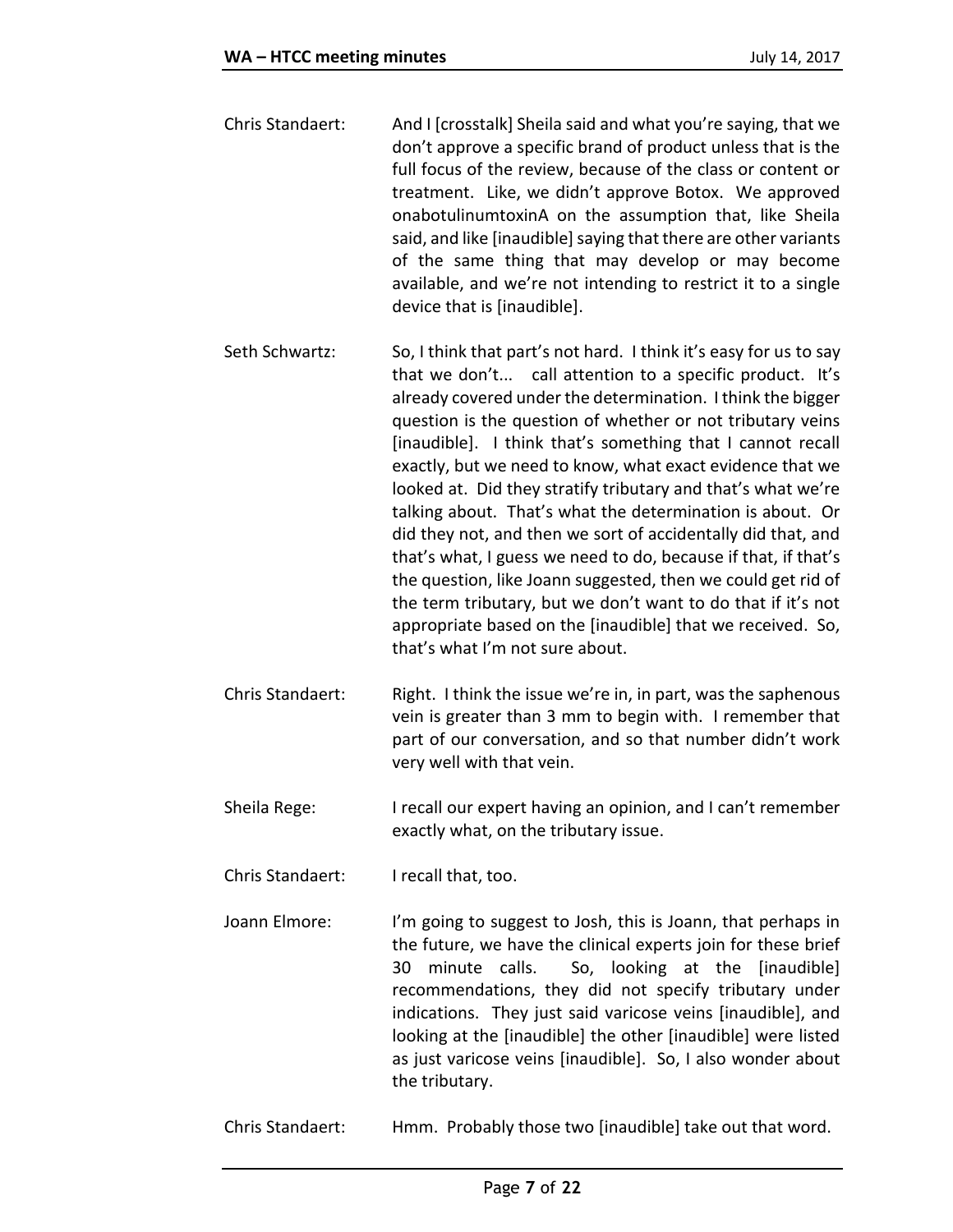Chris Standaert: And I [crosstalk] Sheila said and what you're saying, that we don't approve a specific brand of product unless that is the full focus of the review, because of the class or content or treatment. Like, we didn't approve Botox. We approved onabotulinumtoxinA on the assumption that, like Sheila said, and like [inaudible] saying that there are other variants of the same thing that may develop or may become available, and we're not intending to restrict it to a single device that is [inaudible].

Seth Schwartz: So, I think that part's not hard. I think it's easy for us to say that we don't... call attention to a specific product. It's already covered under the determination. I think the bigger question is the question of whether or not tributary veins [inaudible]. I think that's something that I cannot recall exactly, but we need to know, what exact evidence that we looked at. Did they stratify tributary and that's what we're talking about. That's what the determination is about. Or did they not, and then we sort of accidentally did that, and that's what, I guess we need to do, because if that, if that's the question, like Joann suggested, then we could get rid of the term tributary, but we don't want to do that if it's not appropriate based on the [inaudible] that we received. So, that's what I'm not sure about.

Chris Standaert: Right. I think the issue we're in, in part, was the saphenous vein is greater than 3 mm to begin with. I remember that part of our conversation, and so that number didn't work very well with that vein.

Sheila Rege: I recall our expert having an opinion, and I can't remember exactly what, on the tributary issue.

Chris Standaert: I recall that, too.

Joann Elmore: I'm going to suggest to Josh, this is Joann, that perhaps in the future, we have the clinical experts join for these brief 30 minute calls. So, looking at the [inaudible] recommendations, they did not specify tributary under indications. They just said varicose veins [inaudible], and looking at the [inaudible] the other [inaudible] were listed as just varicose veins [inaudible]. So, I also wonder about the tributary.

Chris Standaert: Hmm. Probably those two [inaudible] take out that word.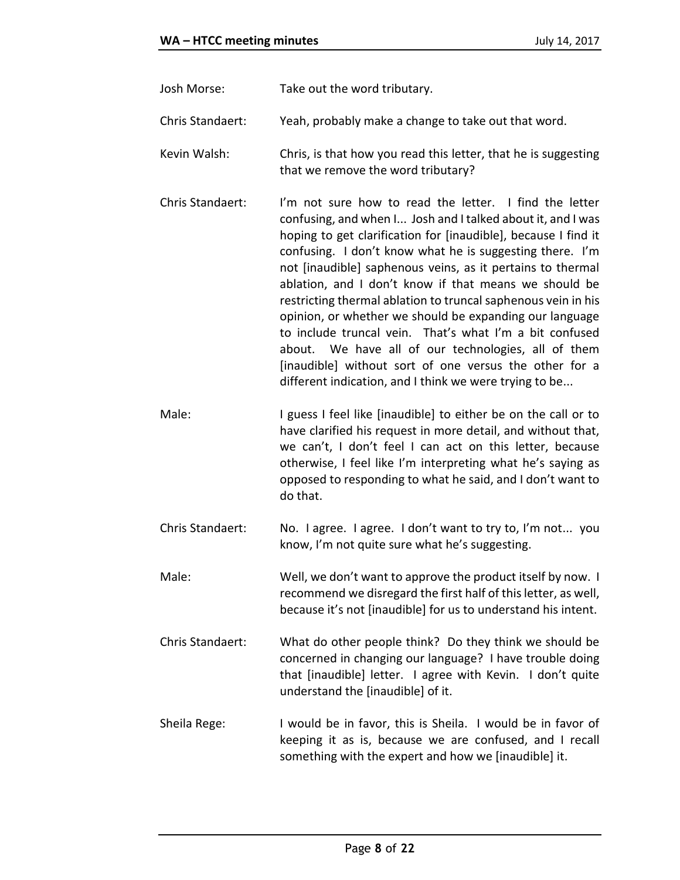Josh Morse: Take out the word tributary.

Chris Standaert: Yeah, probably make a change to take out that word.

Kevin Walsh: Chris, is that how you read this letter, that he is suggesting that we remove the word tributary?

Chris Standaert: I'm not sure how to read the letter. I find the letter confusing, and when I... Josh and I talked about it, and I was hoping to get clarification for [inaudible], because I find it confusing. I don't know what he is suggesting there. I'm not [inaudible] saphenous veins, as it pertains to thermal ablation, and I don't know if that means we should be restricting thermal ablation to truncal saphenous vein in his opinion, or whether we should be expanding our language to include truncal vein. That's what I'm a bit confused about. We have all of our technologies, all of them [inaudible] without sort of one versus the other for a different indication, and I think we were trying to be...

Male: I guess I feel like [inaudible] to either be on the call or to have clarified his request in more detail, and without that, we can't, I don't feel I can act on this letter, because otherwise, I feel like I'm interpreting what he's saying as opposed to responding to what he said, and I don't want to do that.

Chris Standaert: No. I agree. I agree. I don't want to try to, I'm not... you know, I'm not quite sure what he's suggesting.

Male: Well, we don't want to approve the product itself by now. I recommend we disregard the first half of this letter, as well, because it's not [inaudible] for us to understand his intent.

Chris Standaert: What do other people think? Do they think we should be concerned in changing our language? I have trouble doing that [inaudible] letter. I agree with Kevin. I don't quite understand the [inaudible] of it.

Sheila Rege: I would be in favor, this is Sheila. I would be in favor of keeping it as is, because we are confused, and I recall something with the expert and how we [inaudible] it.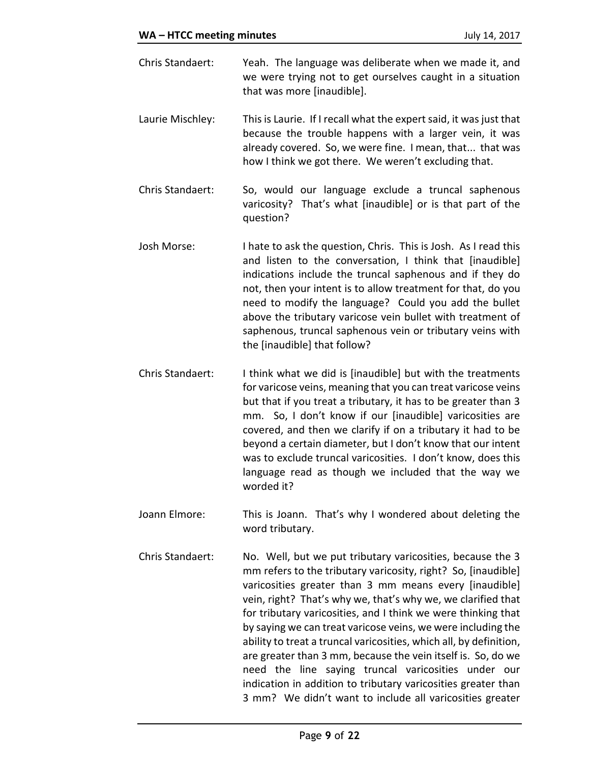Chris Standaert: Yeah. The language was deliberate when we made it, and we were trying not to get ourselves caught in a situation that was more [inaudible].

Laurie Mischley: This is Laurie. If I recall what the expert said, it was just that because the trouble happens with a larger vein, it was already covered. So, we were fine. I mean, that... that was how I think we got there. We weren't excluding that.

Chris Standaert: So, would our language exclude a truncal saphenous varicosity? That's what [inaudible] or is that part of the question?

Josh Morse: I hate to ask the question, Chris. This is Josh. As I read this and listen to the conversation, I think that [inaudible] indications include the truncal saphenous and if they do not, then your intent is to allow treatment for that, do you need to modify the language? Could you add the bullet above the tributary varicose vein bullet with treatment of saphenous, truncal saphenous vein or tributary veins with the [inaudible] that follow?

Chris Standaert: I think what we did is [inaudible] but with the treatments for varicose veins, meaning that you can treat varicose veins but that if you treat a tributary, it has to be greater than 3 mm. So, I don't know if our [inaudible] varicosities are covered, and then we clarify if on a tributary it had to be beyond a certain diameter, but I don't know that our intent was to exclude truncal varicosities. I don't know, does this language read as though we included that the way we worded it?

Joann Elmore: This is Joann. That's why I wondered about deleting the word tributary.

Chris Standaert: No. Well, but we put tributary varicosities, because the 3 mm refers to the tributary varicosity, right? So, [inaudible] varicosities greater than 3 mm means every [inaudible] vein, right? That's why we, that's why we, we clarified that for tributary varicosities, and I think we were thinking that by saying we can treat varicose veins, we were including the ability to treat a truncal varicosities, which all, by definition, are greater than 3 mm, because the vein itself is. So, do we need the line saying truncal varicosities under our indication in addition to tributary varicosities greater than 3 mm? We didn't want to include all varicosities greater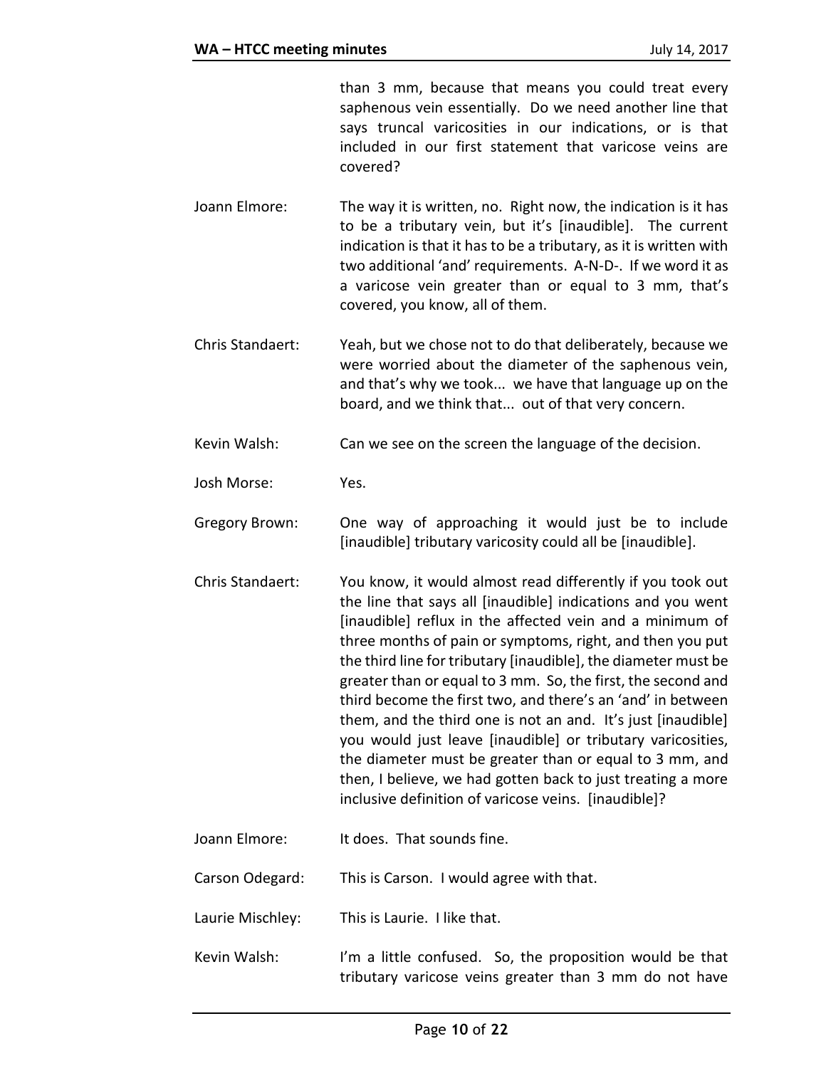than 3 mm, because that means you could treat every saphenous vein essentially. Do we need another line that says truncal varicosities in our indications, or is that included in our first statement that varicose veins are covered?

Joann Elmore: The way it is written, no. Right now, the indication is it has to be a tributary vein, but it's [inaudible]. The current indication is that it has to be a tributary, as it is written with two additional 'and' requirements. A-N-D-. If we word it as a varicose vein greater than or equal to 3 mm, that's covered, you know, all of them.

Chris Standaert: Yeah, but we chose not to do that deliberately, because we were worried about the diameter of the saphenous vein, and that's why we took... we have that language up on the board, and we think that... out of that very concern.

Kevin Walsh: Can we see on the screen the language of the decision.

Josh Morse: Yes.

Gregory Brown: One way of approaching it would just be to include [inaudible] tributary varicosity could all be [inaudible].

Chris Standaert: You know, it would almost read differently if you took out the line that says all [inaudible] indications and you went [inaudible] reflux in the affected vein and a minimum of three months of pain or symptoms, right, and then you put the third line for tributary [inaudible], the diameter must be greater than or equal to 3 mm. So, the first, the second and third become the first two, and there's an 'and' in between them, and the third one is not an and. It's just [inaudible] you would just leave [inaudible] or tributary varicosities, the diameter must be greater than or equal to 3 mm, and then, I believe, we had gotten back to just treating a more inclusive definition of varicose veins. [inaudible]?

Joann Elmore: It does. That sounds fine.

Carson Odegard: This is Carson. I would agree with that.

Laurie Mischley: This is Laurie. I like that.

Kevin Walsh: I'm a little confused. So, the proposition would be that tributary varicose veins greater than 3 mm do not have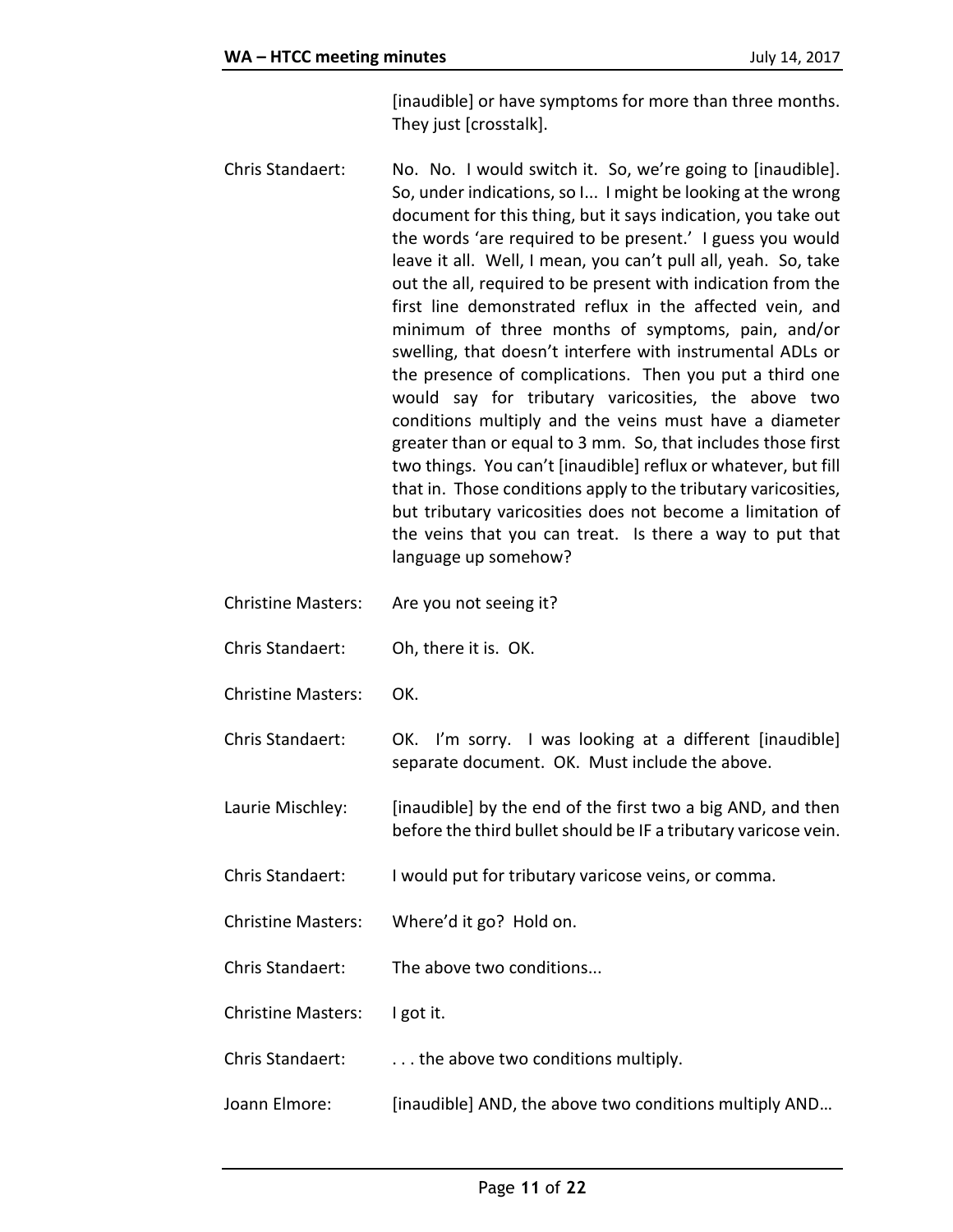[inaudible] or have symptoms for more than three months. They just [crosstalk].

Chris Standaert: No. No. I would switch it. So, we're going to [inaudible]. So, under indications, so I... I might be looking at the wrong document for this thing, but it says indication, you take out the words 'are required to be present.' I guess you would leave it all. Well, I mean, you can't pull all, yeah. So, take out the all, required to be present with indication from the first line demonstrated reflux in the affected vein, and minimum of three months of symptoms, pain, and/or swelling, that doesn't interfere with instrumental ADLs or the presence of complications. Then you put a third one would say for tributary varicosities, the above two conditions multiply and the veins must have a diameter greater than or equal to 3 mm. So, that includes those first two things. You can't [inaudible] reflux or whatever, but fill that in. Those conditions apply to the tributary varicosities, but tributary varicosities does not become a limitation of the veins that you can treat. Is there a way to put that language up somehow?

Christine Masters: Are you not seeing it?

Chris Standaert: Oh, there it is. OK.

Christine Masters: OK.

Chris Standaert: OK. I'm sorry. I was looking at a different [inaudible] separate document. OK. Must include the above.

Laurie Mischley: [inaudible] by the end of the first two a big AND, and then before the third bullet should be IF a tributary varicose vein.

Chris Standaert: I would put for tributary varicose veins, or comma.

Christine Masters: Where'd it go? Hold on.

Chris Standaert: The above two conditions...

Christine Masters: I got it.

Chris Standaert: . . . the above two conditions multiply.

Joann Elmore: [inaudible] AND, the above two conditions multiply AND…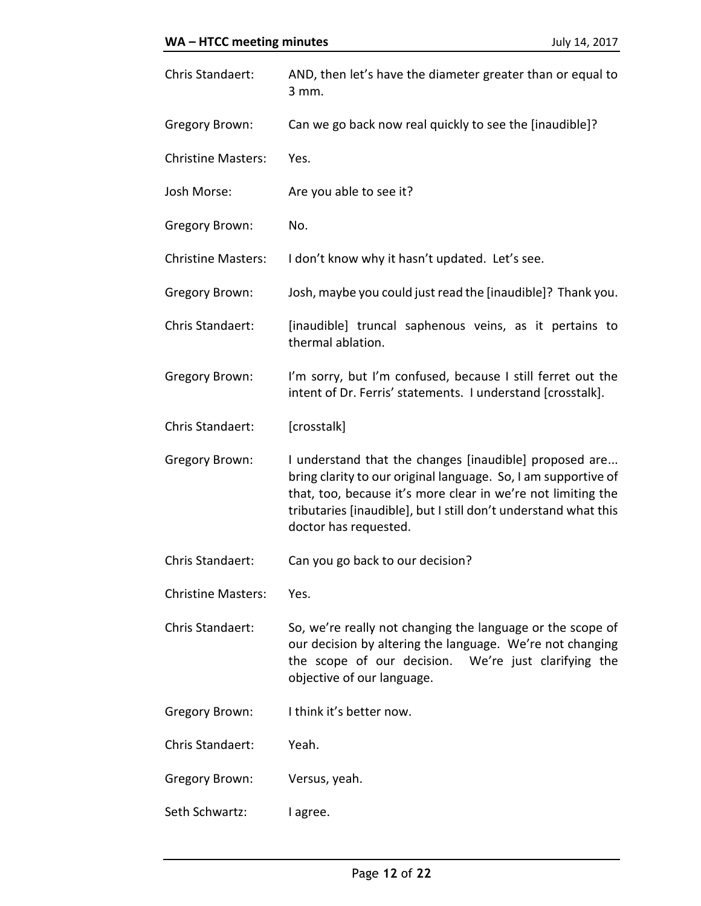Chris Standaert: AND, then let's have the diameter greater than or equal to 3 mm.

Gregory Brown: Can we go back now real quickly to see the [inaudible]?

Christine Masters: Yes.

Josh Morse: Are you able to see it?

Gregory Brown: No.

Christine Masters: I don't know why it hasn't updated. Let's see.

Gregory Brown: Josh, maybe you could just read the [inaudible]? Thank you.

Chris Standaert: [inaudible] truncal saphenous veins, as it pertains to thermal ablation.

Gregory Brown: I'm sorry, but I'm confused, because I still ferret out the intent of Dr. Ferris' statements. I understand [crosstalk].

Chris Standaert: [crosstalk]

Gregory Brown: I understand that the changes [inaudible] proposed are... bring clarity to our original language. So, I am supportive of that, too, because it's more clear in we're not limiting the tributaries [inaudible], but I still don't understand what this doctor has requested.

Chris Standaert: Can you go back to our decision?

Christine Masters: Yes.

Chris Standaert: So, we're really not changing the language or the scope of our decision by altering the language. We're not changing the scope of our decision. We're just clarifying the objective of our language.

Gregory Brown: I think it's better now.

Chris Standaert: Yeah.

Gregory Brown: Versus, yeah.

Seth Schwartz: I agree.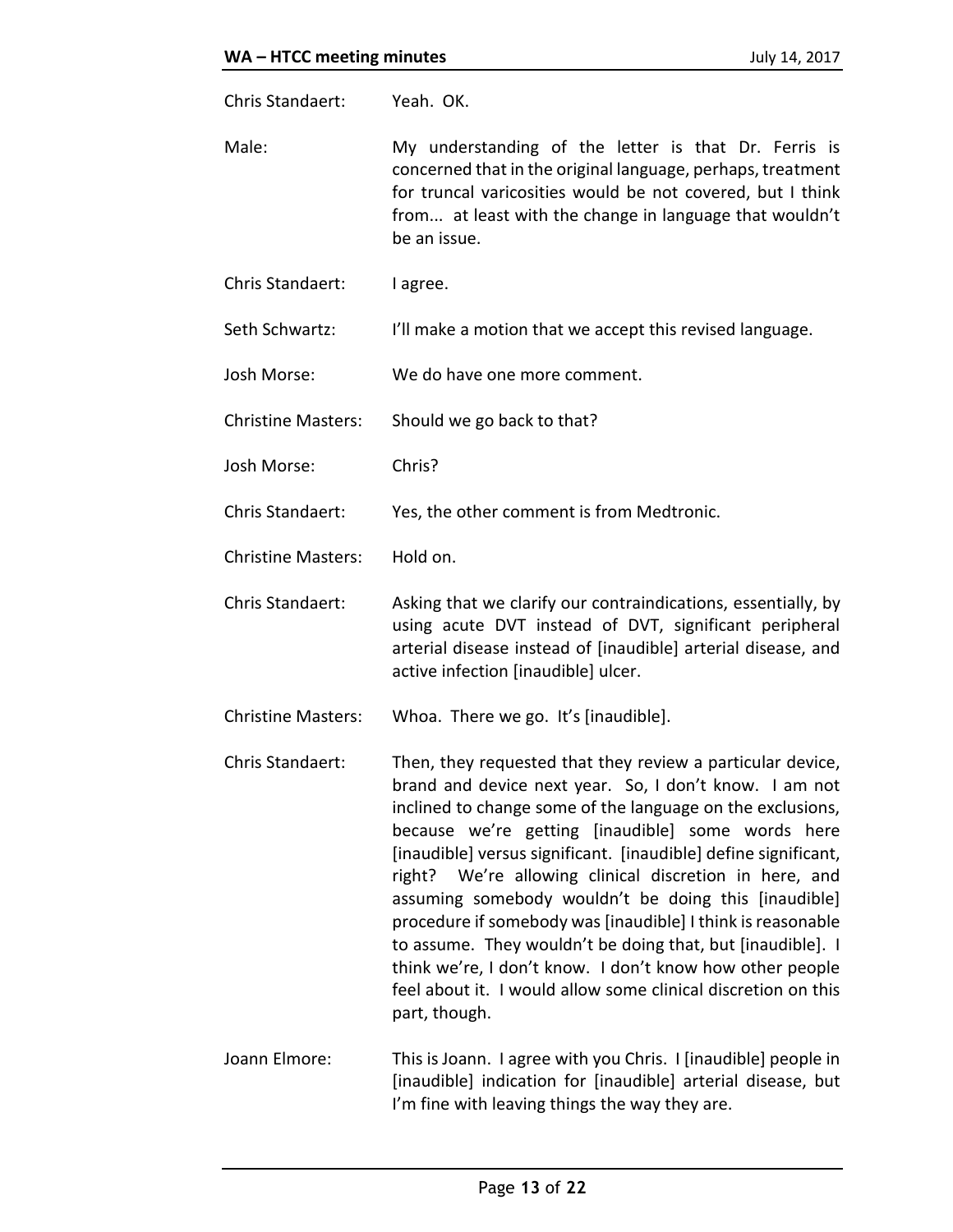Chris Standaert: Yeah. OK.

Male: My understanding of the letter is that Dr. Ferris is concerned that in the original language, perhaps, treatment for truncal varicosities would be not covered, but I think from... at least with the change in language that wouldn't be an issue.

Chris Standaert: I agree.

Seth Schwartz: I'll make a motion that we accept this revised language.

Josh Morse: We do have one more comment.

Christine Masters: Should we go back to that?

Josh Morse: Chris?

Chris Standaert: Yes, the other comment is from Medtronic.

Christine Masters: Hold on.

Chris Standaert: Asking that we clarify our contraindications, essentially, by using acute DVT instead of DVT, significant peripheral arterial disease instead of [inaudible] arterial disease, and active infection [inaudible] ulcer.

Christine Masters: Whoa. There we go. It's [inaudible].

Chris Standaert: Then, they requested that they review a particular device, brand and device next year. So, I don't know. I am not inclined to change some of the language on the exclusions, because we're getting [inaudible] some words here [inaudible] versus significant. [inaudible] define significant, right? We're allowing clinical discretion in here, and assuming somebody wouldn't be doing this [inaudible] procedure if somebody was [inaudible] I think is reasonable to assume. They wouldn't be doing that, but [inaudible]. I think we're, I don't know. I don't know how other people feel about it. I would allow some clinical discretion on this part, though.

Joann Elmore: This is Joann. I agree with you Chris. I [inaudible] people in [inaudible] indication for [inaudible] arterial disease, but I'm fine with leaving things the way they are.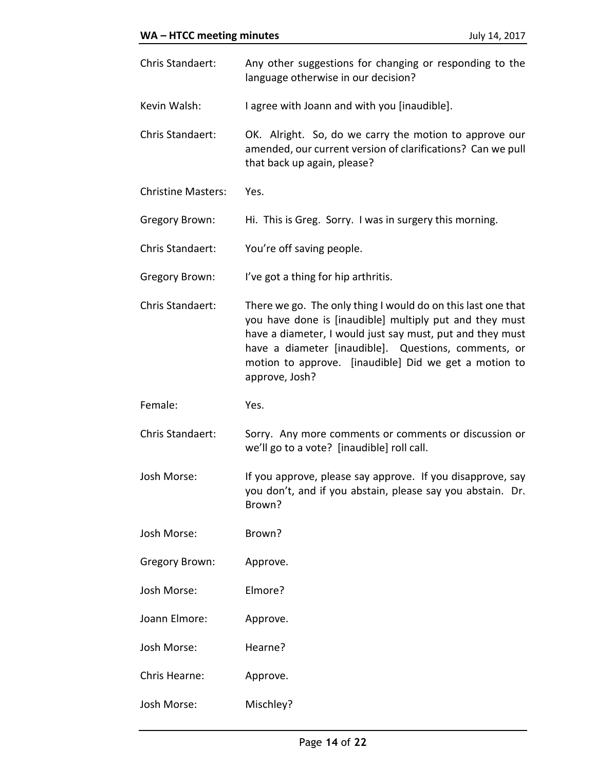Chris Standaert: Any other suggestions for changing or responding to the language otherwise in our decision?

Kevin Walsh: I agree with Joann and with you [inaudible].

Chris Standaert: OK. Alright. So, do we carry the motion to approve our amended, our current version of clarifications? Can we pull that back up again, please?

Christine Masters: Yes.

Gregory Brown: Hi. This is Greg. Sorry. I was in surgery this morning.

Chris Standaert: You're off saving people.

Gregory Brown: I've got a thing for hip arthritis.

Chris Standaert: There we go. The only thing I would do on this last one that you have done is [inaudible] multiply put and they must have a diameter, I would just say must, put and they must have a diameter [inaudible]. Questions, comments, or motion to approve. [inaudible] Did we get a motion to approve, Josh?

Female: Yes.

Chris Standaert: Sorry. Any more comments or comments or discussion or we'll go to a vote? [inaudible] roll call.

Josh Morse: If you approve, please say approve. If you disapprove, say you don't, and if you abstain, please say you abstain. Dr. Brown?

Josh Morse: Brown?

Gregory Brown: Approve.

Josh Morse: Elmore?

Joann Elmore: Approve.

Josh Morse: Hearne?

Chris Hearne: Approve.

Josh Morse: Mischley?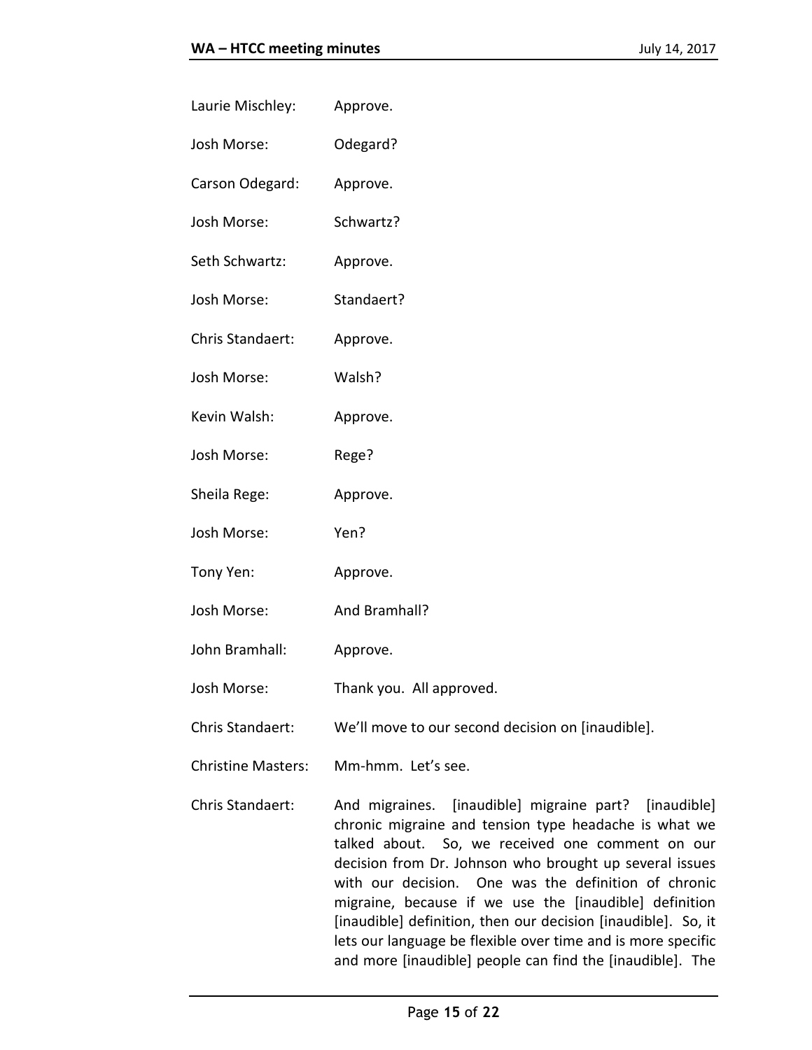Laurie Mischley: Approve.

Josh Morse: Odegard?

Carson Odegard: Approve.

Josh Morse: Schwartz?

Seth Schwartz: Approve.

Josh Morse: Standaert?

Chris Standaert: Approve.

Josh Morse: Walsh?

Kevin Walsh: Approve.

Josh Morse: Rege?

Sheila Rege: Approve.

Josh Morse: Yen?

Tony Yen: Approve.

Josh Morse: And Bramhall?

John Bramhall: Approve.

Josh Morse: Thank you. All approved.

Chris Standaert: We'll move to our second decision on [inaudible].

Christine Masters: Mm-hmm. Let's see.

Chris Standaert: And migraines. [inaudible] migraine part? [inaudible] chronic migraine and tension type headache is what we talked about. So, we received one comment on our decision from Dr. Johnson who brought up several issues with our decision. One was the definition of chronic migraine, because if we use the [inaudible] definition [inaudible] definition, then our decision [inaudible]. So, it lets our language be flexible over time and is more specific and more [inaudible] people can find the [inaudible]. The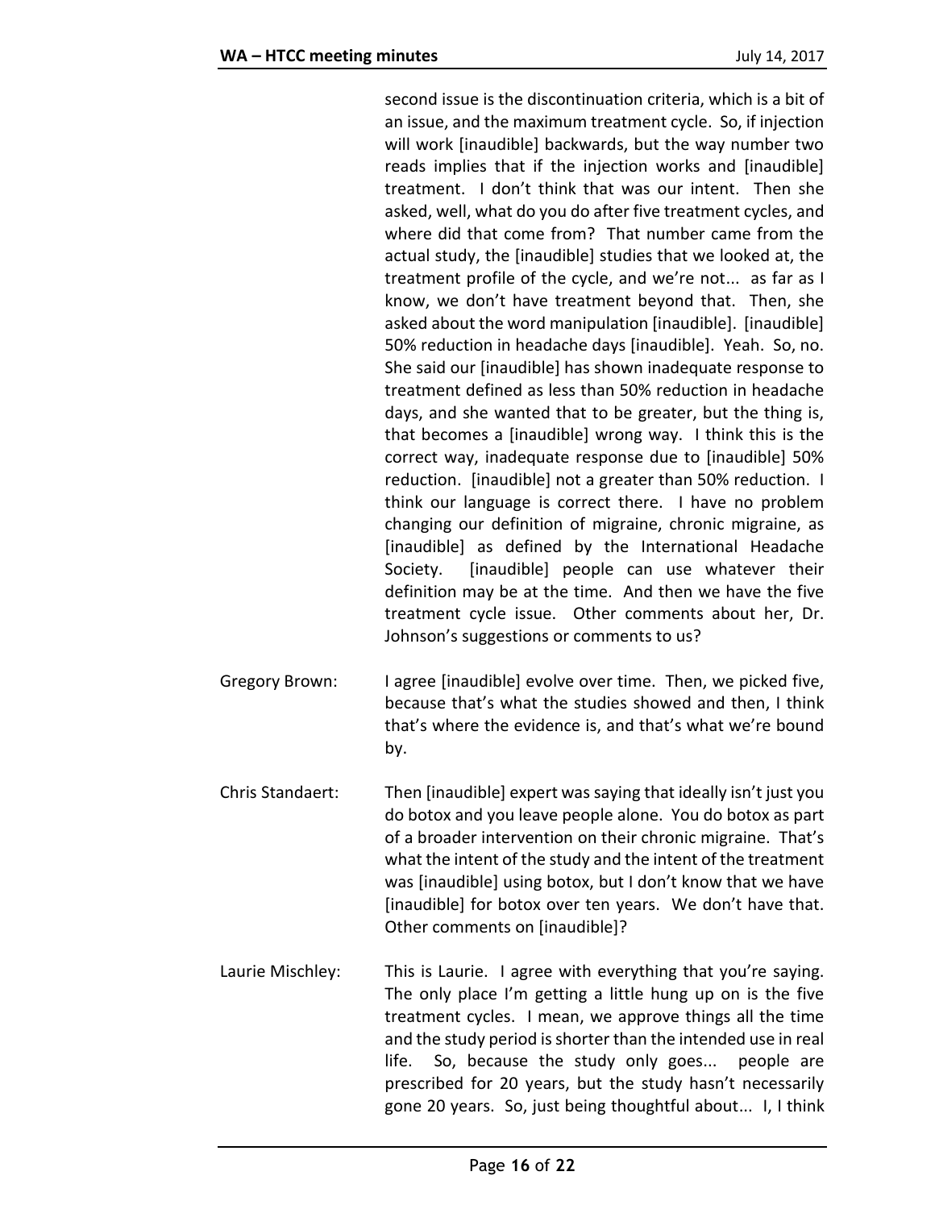second issue is the discontinuation criteria, which is a bit of an issue, and the maximum treatment cycle. So, if injection will work [inaudible] backwards, but the way number two reads implies that if the injection works and [inaudible] treatment. I don't think that was our intent. Then she asked, well, what do you do after five treatment cycles, and where did that come from? That number came from the actual study, the [inaudible] studies that we looked at, the treatment profile of the cycle, and we're not... as far as I know, we don't have treatment beyond that. Then, she asked about the word manipulation [inaudible]. [inaudible] 50% reduction in headache days [inaudible]. Yeah. So, no. She said our [inaudible] has shown inadequate response to treatment defined as less than 50% reduction in headache days, and she wanted that to be greater, but the thing is, that becomes a [inaudible] wrong way. I think this is the correct way, inadequate response due to [inaudible] 50% reduction. [inaudible] not a greater than 50% reduction. I think our language is correct there. I have no problem changing our definition of migraine, chronic migraine, as [inaudible] as defined by the International Headache Society. [inaudible] people can use whatever their definition may be at the time. And then we have the five treatment cycle issue. Other comments about her, Dr. Johnson's suggestions or comments to us?

Gregory Brown: I agree [inaudible] evolve over time. Then, we picked five, because that's what the studies showed and then, I think that's where the evidence is, and that's what we're bound by.

Chris Standaert: Then [inaudible] expert was saying that ideally isn't just you do botox and you leave people alone. You do botox as part of a broader intervention on their chronic migraine. That's what the intent of the study and the intent of the treatment was [inaudible] using botox, but I don't know that we have [inaudible] for botox over ten years. We don't have that. Other comments on [inaudible]?

Laurie Mischley: This is Laurie. I agree with everything that you're saying. The only place I'm getting a little hung up on is the five treatment cycles. I mean, we approve things all the time and the study period is shorter than the intended use in real life. So, because the study only goes... people are prescribed for 20 years, but the study hasn't necessarily gone 20 years. So, just being thoughtful about... I, I think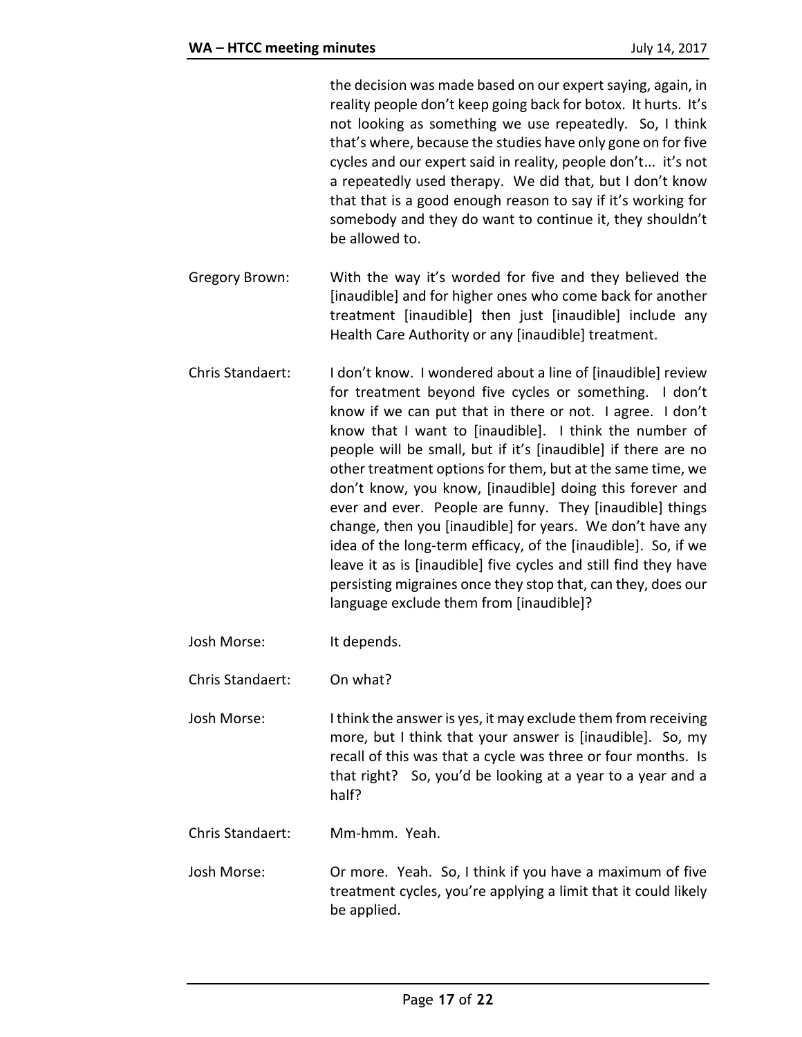the decision was made based on our expert saying, again, in reality people don't keep going back for botox. It hurts. It's not looking as something we use repeatedly. So, I think that's where, because the studies have only gone on for five cycles and our expert said in reality, people don't... it's not a repeatedly used therapy. We did that, but I don't know that that is a good enough reason to say if it's working for somebody and they do want to continue it, they shouldn't be allowed to.

Gregory Brown: With the way it's worded for five and they believed the [inaudible] and for higher ones who come back for another treatment [inaudible] then just [inaudible] include any Health Care Authority or any [inaudible] treatment.

Chris Standaert: I don't know. I wondered about a line of [inaudible] review for treatment beyond five cycles or something. I don't know if we can put that in there or not. I agree. I don't know that I want to [inaudible]. I think the number of people will be small, but if it's [inaudible] if there are no other treatment options for them, but at the same time, we don't know, you know, [inaudible] doing this forever and ever and ever. People are funny. They [inaudible] things change, then you [inaudible] for years. We don't have any idea of the long-term efficacy, of the [inaudible]. So, if we leave it as is [inaudible] five cycles and still find they have persisting migraines once they stop that, can they, does our language exclude them from [inaudible]?

Josh Morse: It depends.

Chris Standaert: On what?

Josh Morse: I think the answer is yes, it may exclude them from receiving more, but I think that your answer is [inaudible]. So, my recall of this was that a cycle was three or four months. Is that right? So, you'd be looking at a year to a year and a half?

Chris Standaert: Mm-hmm. Yeah.

Josh Morse: Or more. Yeah. So, I think if you have a maximum of five treatment cycles, you're applying a limit that it could likely be applied.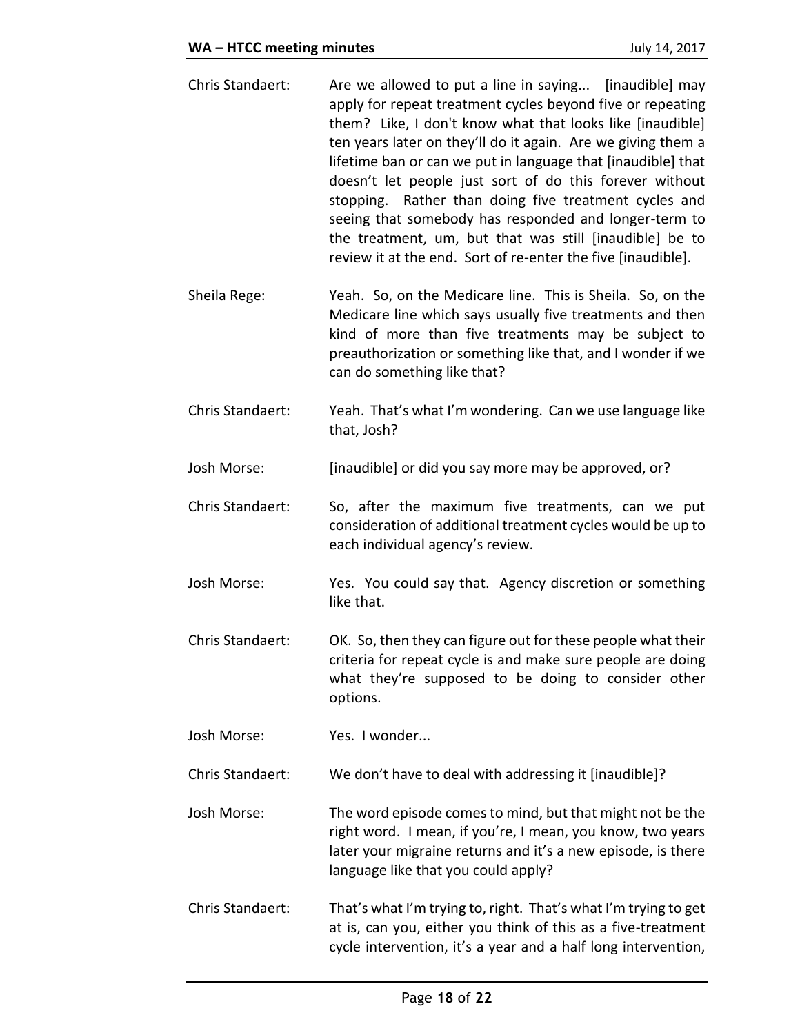Chris Standaert: Are we allowed to put a line in saying... [inaudible] may apply for repeat treatment cycles beyond five or repeating them? Like, I don't know what that looks like [inaudible] ten years later on they'll do it again. Are we giving them a lifetime ban or can we put in language that [inaudible] that doesn't let people just sort of do this forever without stopping. Rather than doing five treatment cycles and seeing that somebody has responded and longer-term to the treatment, um, but that was still [inaudible] be to review it at the end. Sort of re-enter the five [inaudible].

Sheila Rege: Yeah. So, on the Medicare line. This is Sheila. So, on the Medicare line which says usually five treatments and then kind of more than five treatments may be subject to preauthorization or something like that, and I wonder if we can do something like that?

Chris Standaert: Yeah. That's what I'm wondering. Can we use language like that, Josh?

Josh Morse: [inaudible] or did you say more may be approved, or?

Chris Standaert: So, after the maximum five treatments, can we put consideration of additional treatment cycles would be up to each individual agency's review.

Josh Morse: Yes. You could say that. Agency discretion or something like that.

Chris Standaert: OK. So, then they can figure out for these people what their criteria for repeat cycle is and make sure people are doing what they're supposed to be doing to consider other options.

Josh Morse: Yes. I wonder...

Chris Standaert: We don't have to deal with addressing it [inaudible]?

Josh Morse: The word episode comes to mind, but that might not be the right word. I mean, if you're, I mean, you know, two years later your migraine returns and it's a new episode, is there language like that you could apply?

Chris Standaert: That's what I'm trying to, right. That's what I'm trying to get at is, can you, either you think of this as a five-treatment cycle intervention, it's a year and a half long intervention,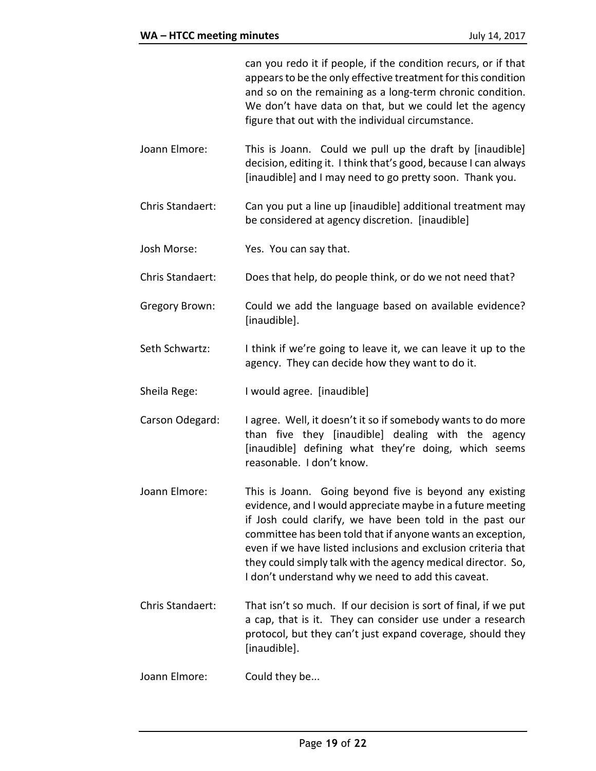can you redo it if people, if the condition recurs, or if that appears to be the only effective treatment for this condition and so on the remaining as a long-term chronic condition. We don't have data on that, but we could let the agency figure that out with the individual circumstance.

Joann Elmore: This is Joann. Could we pull up the draft by [inaudible] decision, editing it. I think that's good, because I can always [inaudible] and I may need to go pretty soon. Thank you.

Chris Standaert: Can you put a line up [inaudible] additional treatment may be considered at agency discretion. [inaudible]

Josh Morse: Yes. You can say that.

Chris Standaert: Does that help, do people think, or do we not need that?

Gregory Brown: Could we add the language based on available evidence? [inaudible].

Seth Schwartz: I think if we're going to leave it, we can leave it up to the agency. They can decide how they want to do it.

Sheila Rege: I would agree. [inaudible]

Carson Odegard: I agree. Well, it doesn't it so if somebody wants to do more than five they [inaudible] dealing with the agency [inaudible] defining what they're doing, which seems reasonable. I don't know.

Joann Elmore: This is Joann. Going beyond five is beyond any existing evidence, and I would appreciate maybe in a future meeting if Josh could clarify, we have been told in the past our committee has been told that if anyone wants an exception, even if we have listed inclusions and exclusion criteria that they could simply talk with the agency medical director. So, I don't understand why we need to add this caveat.

Chris Standaert: That isn't so much. If our decision is sort of final, if we put a cap, that is it. They can consider use under a research protocol, but they can't just expand coverage, should they [inaudible].

Joann Elmore: Could they be...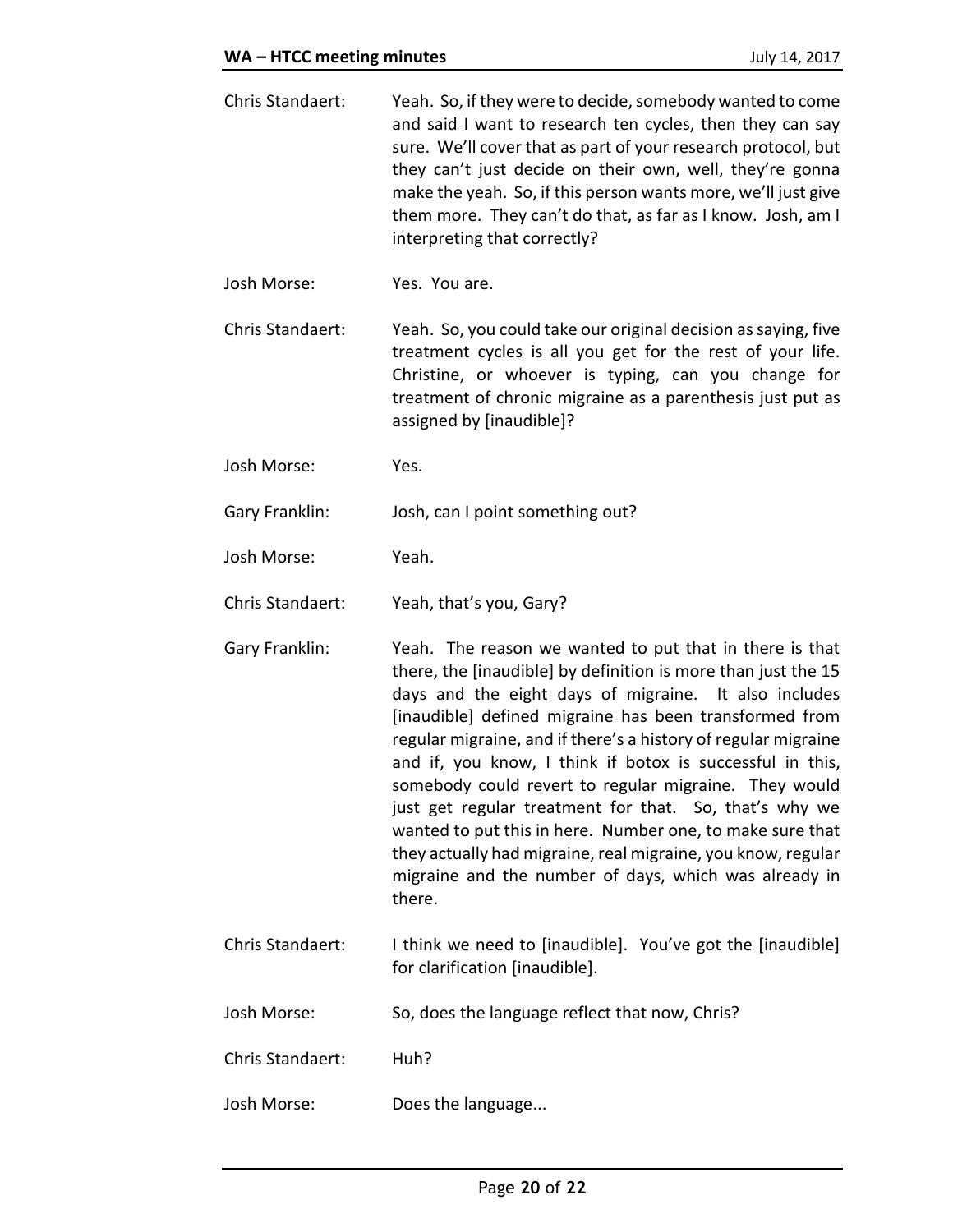Chris Standaert: Yeah. So, if they were to decide, somebody wanted to come and said I want to research ten cycles, then they can say sure. We'll cover that as part of your research protocol, but they can't just decide on their own, well, they're gonna make the yeah. So, if this person wants more, we'll just give them more. They can't do that, as far as I know. Josh, am I interpreting that correctly?

Josh Morse: Yes. You are.

Chris Standaert: Yeah. So, you could take our original decision as saying, five treatment cycles is all you get for the rest of your life. Christine, or whoever is typing, can you change for treatment of chronic migraine as a parenthesis just put as assigned by [inaudible]?

Josh Morse: Yes.

Gary Franklin: Josh, can I point something out?

Josh Morse: Yeah.

Chris Standaert: Yeah, that's you, Gary?

Gary Franklin: Yeah. The reason we wanted to put that in there is that there, the [inaudible] by definition is more than just the 15 days and the eight days of migraine. It also includes [inaudible] defined migraine has been transformed from regular migraine, and if there's a history of regular migraine and if, you know, I think if botox is successful in this, somebody could revert to regular migraine. They would just get regular treatment for that. So, that's why we wanted to put this in here. Number one, to make sure that they actually had migraine, real migraine, you know, regular migraine and the number of days, which was already in there.

Chris Standaert: I think we need to [inaudible]. You've got the [inaudible] for clarification [inaudible].

Josh Morse: So, does the language reflect that now, Chris?

Chris Standaert: Huh?

Josh Morse: Does the language...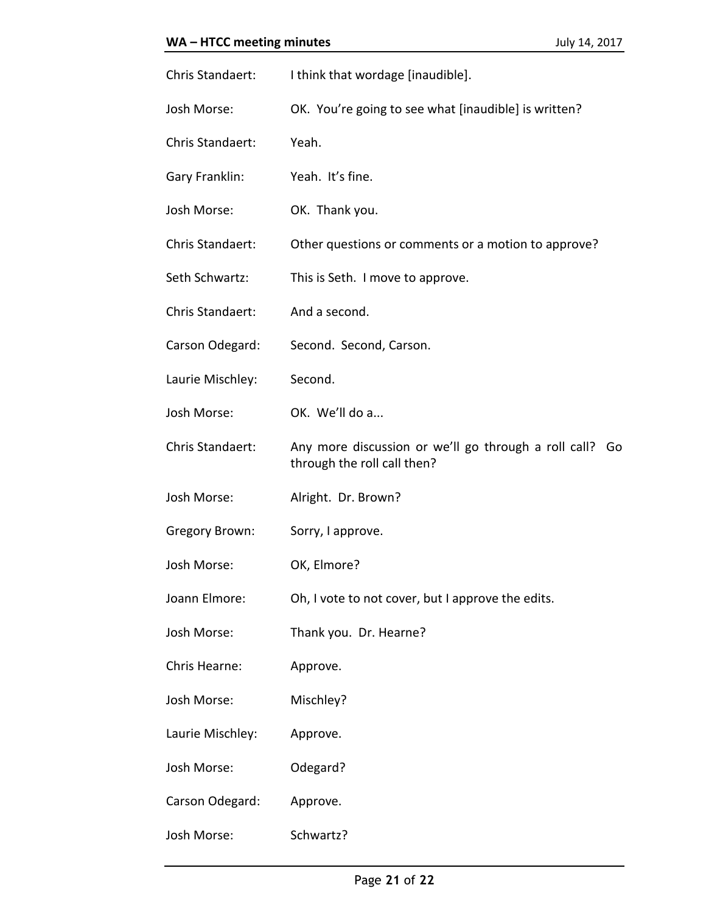Chris Standaert: I think that wordage [inaudible].

Josh Morse: OK. You're going to see what [inaudible] is written?

Chris Standaert: Yeah.

Gary Franklin: Yeah. It's fine.

Josh Morse: OK. Thank you.

Chris Standaert: Other questions or comments or a motion to approve?

Seth Schwartz: This is Seth. I move to approve.

Chris Standaert: And a second.

Carson Odegard: Second. Second, Carson.

Laurie Mischley: Second.

Josh Morse: OK. We'll do a...

Chris Standaert: Any more discussion or we'll go through a roll call? Go through the roll call then?

Josh Morse: Alright. Dr. Brown?

Gregory Brown: Sorry, I approve.

Josh Morse: OK, Elmore?

Joann Elmore: Oh, I vote to not cover, but I approve the edits.

Josh Morse: Thank you. Dr. Hearne?

Chris Hearne: Approve.

Josh Morse: Mischley?

Laurie Mischley: Approve.

Josh Morse: Odegard?

Carson Odegard: Approve.

Josh Morse: Schwartz?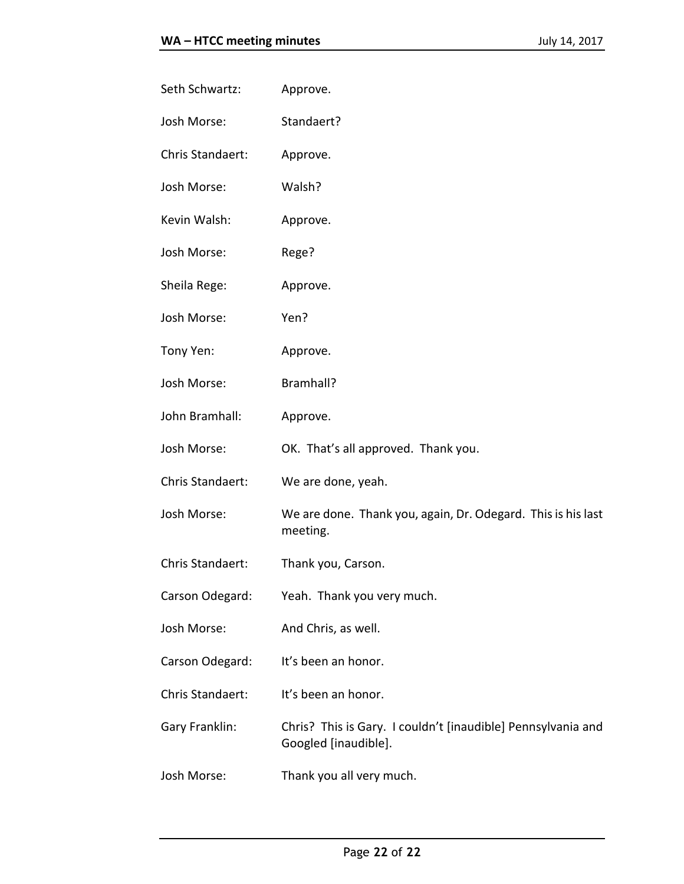Seth Schwartz: Approve.

Josh Morse: Standaert?

Chris Standaert: Approve.

Josh Morse: Walsh?

Kevin Walsh: Approve.

Josh Morse: Rege?

Sheila Rege: Approve.

Josh Morse: Yen?

Tony Yen: Approve.

Josh Morse: Bramhall?

John Bramhall: Approve.

Josh Morse: OK. That's all approved. Thank you.

Chris Standaert: We are done, yeah.

Josh Morse: We are done. Thank you, again, Dr. Odegard. This is his last meeting.

Chris Standaert: Thank you, Carson.

Carson Odegard: Yeah. Thank you very much.

Josh Morse: And Chris, as well.

Carson Odegard: It's been an honor.

Chris Standaert: It's been an honor.

Gary Franklin: Chris? This is Gary. I couldn't [inaudible] Pennsylvania and Googled [inaudible].

Josh Morse: Thank you all very much.